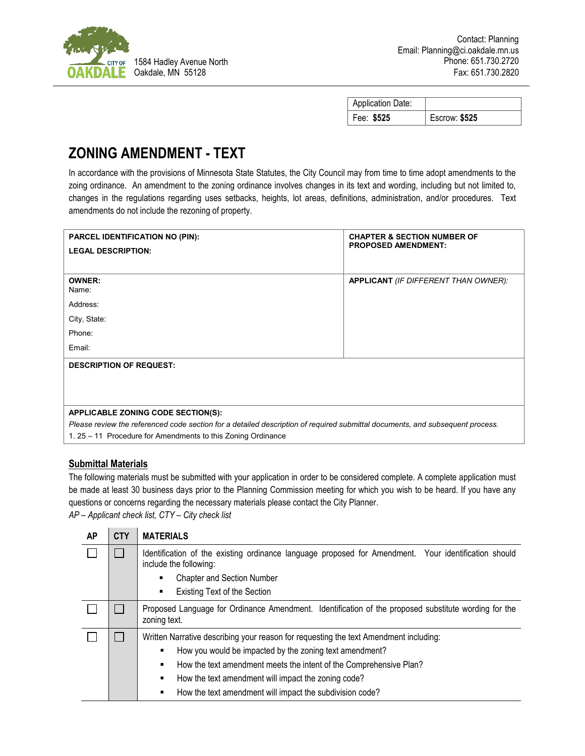CITY OF OAKDALE
1584 Hadley Avenue North
Oakdale, MN 55128

Contact: Planning
Email: Planning@ci.oakdale.mn.us
Phone: 651.730.2720
Fax: 651.730.2820

| Application Date: | |
|---|---|
| Fee: **$525** | Escrow: **$525** |

# ZONING AMENDMENT - TEXT

In accordance with the provisions of Minnesota State Statutes, the City Council may from time to time adopt amendments to the zoning ordinance. An amendment to the zoning ordinance involves changes in its text and wording, including but not limited to, changes in the regulations regarding uses setbacks, heights, lot areas, definitions, administration, and/or procedures. Text amendments do not include the rezoning of property.

| **PARCEL IDENTIFICATION NO (PIN):**<br>**LEGAL DESCRIPTION:** | **CHAPTER & SECTION NUMBER OF PROPOSED AMENDMENT:** |
|---|---|
| **OWNER:**<br>Name:<br>Address:<br>City, State:<br>Phone:<br>Email: | **APPLICANT** *(IF DIFFERENT THAN OWNER):* |
| **DESCRIPTION OF REQUEST:** | |
| **APPLICABLE ZONING CODE SECTION(S):**<br>*Please review the referenced code section for a detailed description of required submittal documents, and subsequent process.*<br>1. 25 – 11 Procedure for Amendments to this Zoning Ordinance | |

## Submittal Materials

The following materials must be submitted with your application in order to be considered complete. A complete application must be made at least 30 business days prior to the Planning Commission meeting for which you wish to be heard. If you have any questions or concerns regarding the necessary materials please contact the City Planner.

*AP – Applicant check list, CTY – City check list*

| AP | CTY | MATERIALS |
|---|---|---|
| ☐ | ☐ | Identification of the existing ordinance language proposed for Amendment. Your identification should include the following:<br>▪ Chapter and Section Number<br>▪ Existing Text of the Section |
| ☐ | ☐ | Proposed Language for Ordinance Amendment. Identification of the proposed substitute wording for the zoning text. |
| ☐ | ☐ | Written Narrative describing your reason for requesting the text Amendment including:<br>▪ How you would be impacted by the zoning text amendment?<br>▪ How the text amendment meets the intent of the Comprehensive Plan?<br>▪ How the text amendment will impact the zoning code?<br>▪ How the text amendment will impact the subdivision code? |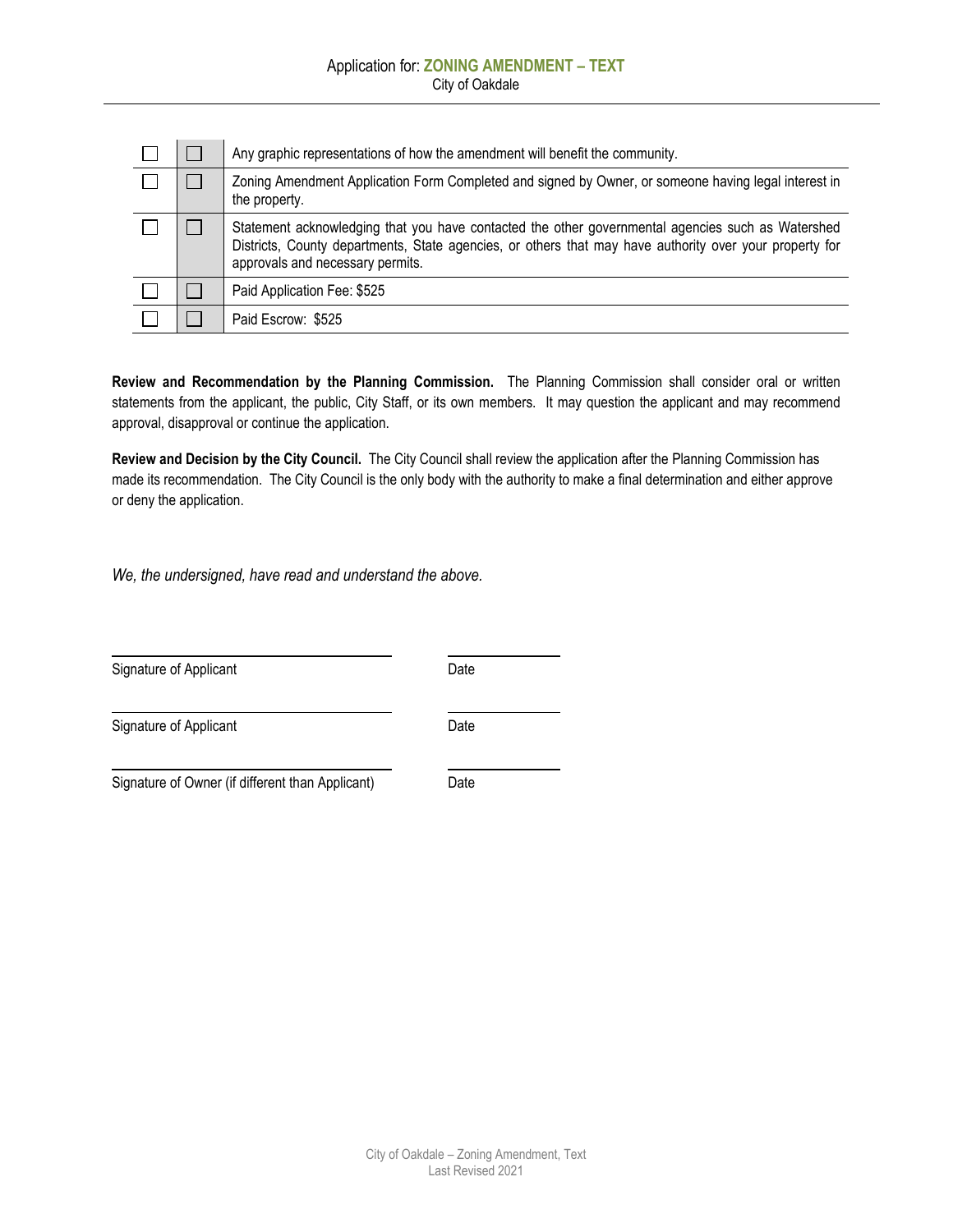| | | |
|---|---|---|
| ☐ | ☐ | Any graphic representations of how the amendment will benefit the community. |
| ☐ | ☐ | Zoning Amendment Application Form Completed and signed by Owner, or someone having legal interest in the property. |
| ☐ | ☐ | Statement acknowledging that you have contacted the other governmental agencies such as Watershed Districts, County departments, State agencies, or others that may have authority over your property for approvals and necessary permits. |
| ☐ | ☐ | Paid Application Fee: $525 |
| ☐ | ☐ | Paid Escrow: $525 |

**Review and Recommendation by the Planning Commission.** The Planning Commission shall consider oral or written statements from the applicant, the public, City Staff, or its own members. It may question the applicant and may recommend approval, disapproval or continue the application.

**Review and Decision by the City Council.** The City Council shall review the application after the Planning Commission has made its recommendation. The City Council is the only body with the authority to make a final determination and either approve or deny the application.

*We, the undersigned, have read and understand the above.*

Signature of Applicant ______________________ Date __________

Signature of Applicant ______________________ Date __________

Signature of Owner (if different than Applicant) ______________________ Date __________